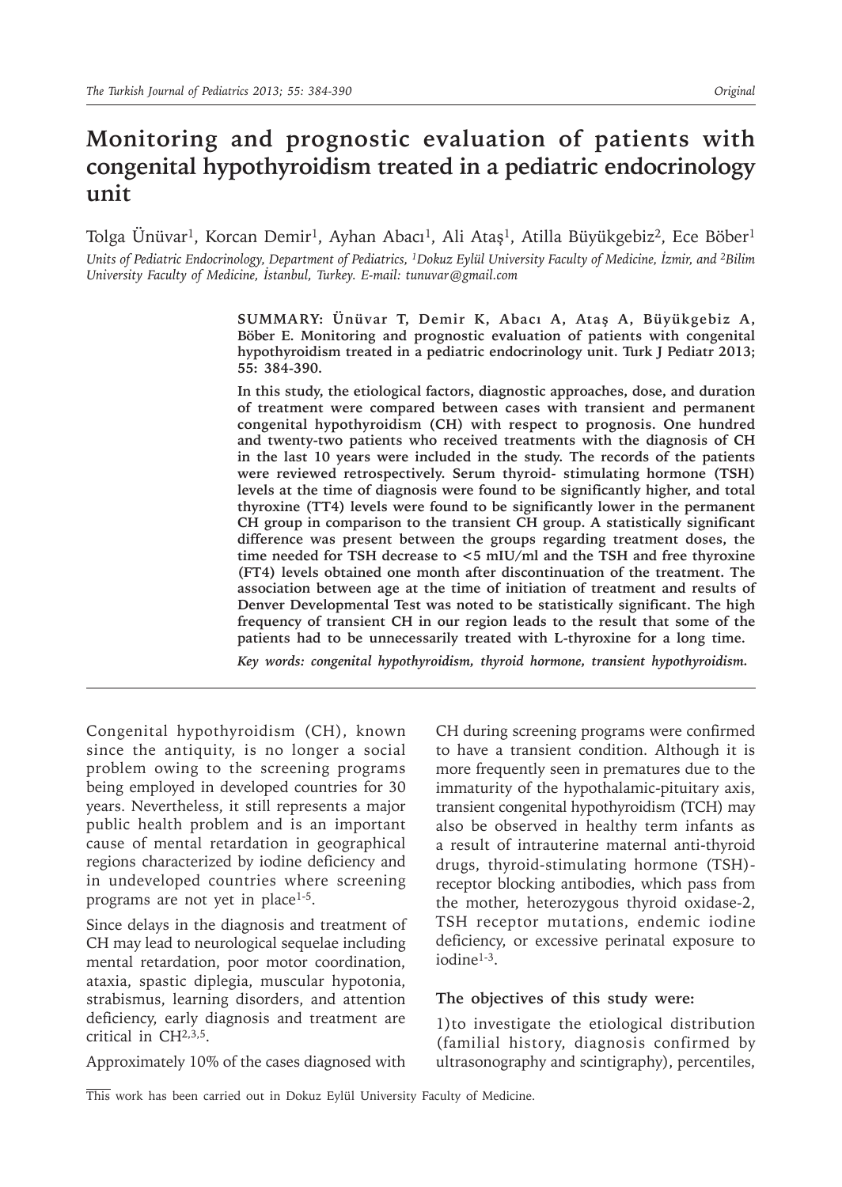# Monitoring and prognostic evaluation of patients with congenital hypothyroidism treated in a pediatric endocrinology unit

Tolga Ünüvar[1], Korcan Demir[1], Ayhan Abacı[1], Ali Ataş[1], Atilla Büyükgebiz[2], Ece Böber[1]

*Units of Pediatric Endocrinology, Department of Pediatrics, [1]Dokuz Eylül University Faculty of Medicine, İzmir, and [2]Bilim University Faculty of Medicine, İstanbul, Turkey. E-mail: tunuvar@gmail.com*

**SUMMARY: Ünüvar T, Demir K, Abacı A, Ataş A, Büyükgebiz A, Böber E. Monitoring and prognostic evaluation of patients with congenital hypothyroidism treated in a pediatric endocrinology unit. Turk J Pediatr 2013; 55: 384-390.**

**In this study, the etiological factors, diagnostic approaches, dose, and duration of treatment were compared between cases with transient and permanent congenital hypothyroidism (CH) with respect to prognosis. One hundred and twenty-two patients who received treatments with the diagnosis of CH in the last 10 years were included in the study. The records of the patients were reviewed retrospectively. Serum thyroid- stimulating hormone (TSH) levels at the time of diagnosis were found to be significantly higher, and total thyroxine (TT4) levels were found to be significantly lower in the permanent CH group in comparison to the transient CH group. A statistically significant difference was present between the groups regarding treatment doses, the time needed for TSH decrease to <5 mIU/ml and the TSH and free thyroxine (FT4) levels obtained one month after discontinuation of the treatment. The association between age at the time of initiation of treatment and results of Denver Developmental Test was noted to be statistically significant. The high frequency of transient CH in our region leads to the result that some of the patients had to be unnecessarily treated with L-thyroxine for a long time.**

*Key words: congenital hypothyroidism, thyroid hormone, transient hypothyroidism.*

Congenital hypothyroidism (CH), known since the antiquity, is no longer a social problem owing to the screening programs being employed in developed countries for 30 years. Nevertheless, it still represents a major public health problem and is an important cause of mental retardation in geographical regions characterized by iodine deficiency and in undeveloped countries where screening programs are not yet in place[1-5].

Since delays in the diagnosis and treatment of CH may lead to neurological sequelae including mental retardation, poor motor coordination, ataxia, spastic diplegia, muscular hypotonia, strabismus, learning disorders, and attention deficiency, early diagnosis and treatment are critical in CH[2,3,5].

Approximately 10% of the cases diagnosed with CH during screening programs were confirmed to have a transient condition. Although it is more frequently seen in prematures due to the immaturity of the hypothalamic-pituitary axis, transient congenital hypothyroidism (TCH) may also be observed in healthy term infants as a result of intrauterine maternal anti-thyroid drugs, thyroid-stimulating hormone (TSH)-receptor blocking antibodies, which pass from the mother, heterozygous thyroid oxidase-2, TSH receptor mutations, endemic iodine deficiency, or excessive perinatal exposure to iodine[1-3].

**The objectives of this study were:**

1) to investigate the etiological distribution (familial history, diagnosis confirmed by ultrasonography and scintigraphy), percentiles,

This work has been carried out in Dokuz Eylül University Faculty of Medicine.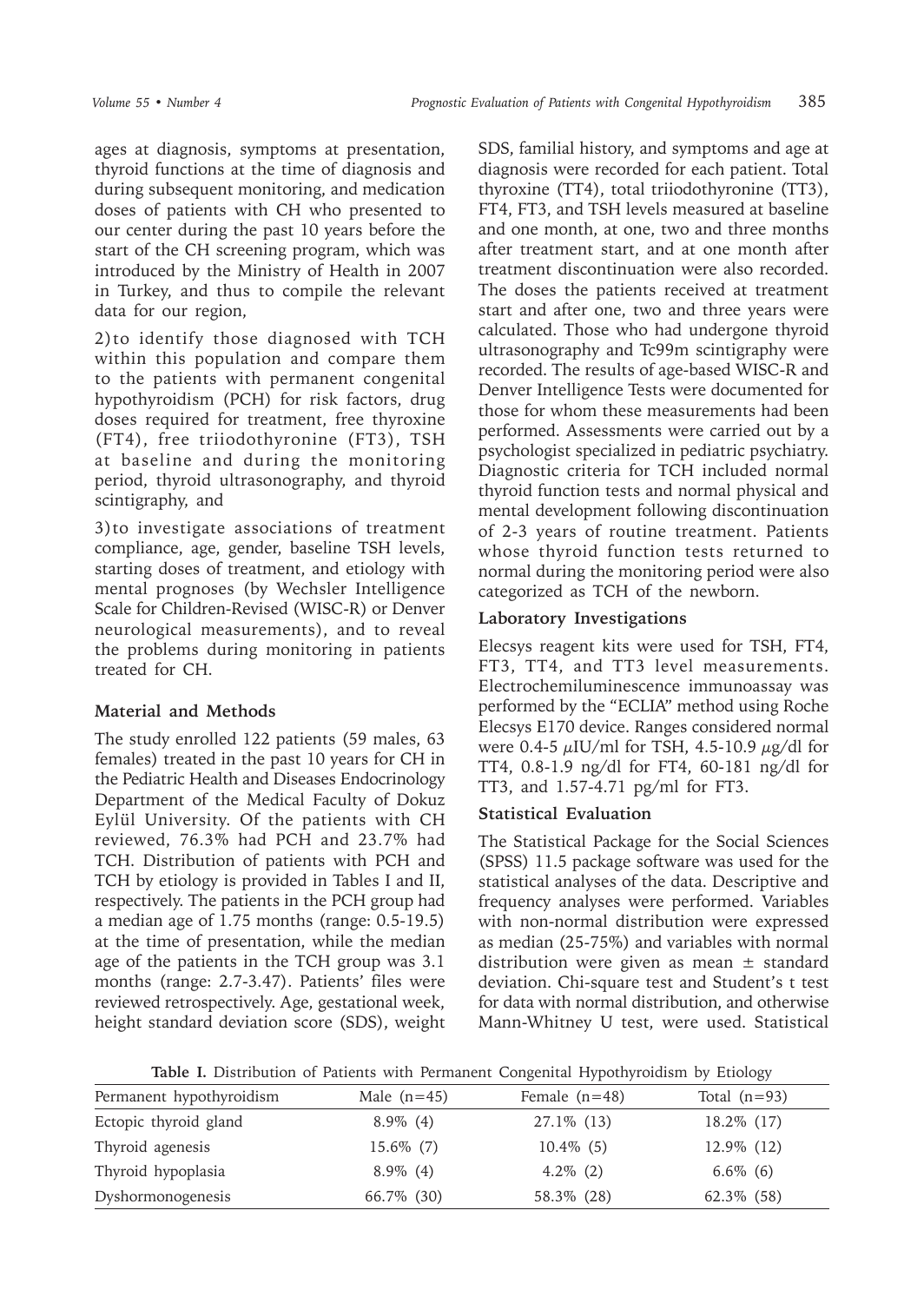ages at diagnosis, symptoms at presentation, thyroid functions at the time of diagnosis and during subsequent monitoring, and medication doses of patients with CH who presented to our center during the past 10 years before the start of the CH screening program, which was introduced by the Ministry of Health in 2007 in Turkey, and thus to compile the relevant data for our region,

2) to identify those diagnosed with TCH within this population and compare them to the patients with permanent congenital hypothyroidism (PCH) for risk factors, drug doses required for treatment, free thyroxine (FT4), free triiodothyronine (FT3), TSH at baseline and during the monitoring period, thyroid ultrasonography, and thyroid scintigraphy, and

3) to investigate associations of treatment compliance, age, gender, baseline TSH levels, starting doses of treatment, and etiology with mental prognoses (by Wechsler Intelligence Scale for Children-Revised (WISC-R) or Denver neurological measurements), and to reveal the problems during monitoring in patients treated for CH.

## Material and Methods

The study enrolled 122 patients (59 males, 63 females) treated in the past 10 years for CH in the Pediatric Health and Diseases Endocrinology Department of the Medical Faculty of Dokuz Eylül University. Of the patients with CH reviewed, 76.3% had PCH and 23.7% had TCH. Distribution of patients with PCH and TCH by etiology is provided in Tables I and II, respectively. The patients in the PCH group had a median age of 1.75 months (range: 0.5-19.5) at the time of presentation, while the median age of the patients in the TCH group was 3.1 months (range: 2.7-3.47). Patients' files were reviewed retrospectively. Age, gestational week, height standard deviation score (SDS), weight SDS, familial history, and symptoms and age at diagnosis were recorded for each patient. Total thyroxine (TT4), total triiodothyronine (TT3), FT4, FT3, and TSH levels measured at baseline and one month, at one, two and three months after treatment start, and at one month after treatment discontinuation were also recorded. The doses the patients received at treatment start and after one, two and three years were calculated. Those who had undergone thyroid ultrasonography and Tc99m scintigraphy were recorded. The results of age-based WISC-R and Denver Intelligence Tests were documented for those for whom these measurements had been performed. Assessments were carried out by a psychologist specialized in pediatric psychiatry. Diagnostic criteria for TCH included normal thyroid function tests and normal physical and mental development following discontinuation of 2-3 years of routine treatment. Patients whose thyroid function tests returned to normal during the monitoring period were also categorized as TCH of the newborn.

### Laboratory Investigations

Elecsys reagent kits were used for TSH, FT4, FT3, TT4, and TT3 level measurements. Electrochemiluminescence immunoassay was performed by the "ECLIA" method using Roche Elecsys E170 device. Ranges considered normal were 0.4-5 $\mu$IU/ml for TSH, 4.5-10.9 $\mu$g/dl for TT4, 0.8-1.9 ng/dl for FT4, 60-181 ng/dl for TT3, and 1.57-4.71 pg/ml for FT3.

### Statistical Evaluation

The Statistical Package for the Social Sciences (SPSS) 11.5 package software was used for the statistical analyses of the data. Descriptive and frequency analyses were performed. Variables with non-normal distribution were expressed as median (25-75%) and variables with normal distribution were given as mean ± standard deviation. Chi-square test and Student's t test for data with normal distribution, and otherwise Mann-Whitney U test, were used. Statistical

**Table I.** Distribution of Patients with Permanent Congenital Hypothyroidism by Etiology

| Permanent hypothyroidism | Male (n=45) | Female (n=48) | Total (n=93) |
|---|---|---|---|
| Ectopic thyroid gland | 8.9% (4) | 27.1% (13) | 18.2% (17) |
| Thyroid agenesis | 15.6% (7) | 10.4% (5) | 12.9% (12) |
| Thyroid hypoplasia | 8.9% (4) | 4.2% (2) | 6.6% (6) |
| Dyshormonogenesis | 66.7% (30) | 58.3% (28) | 62.3% (58) |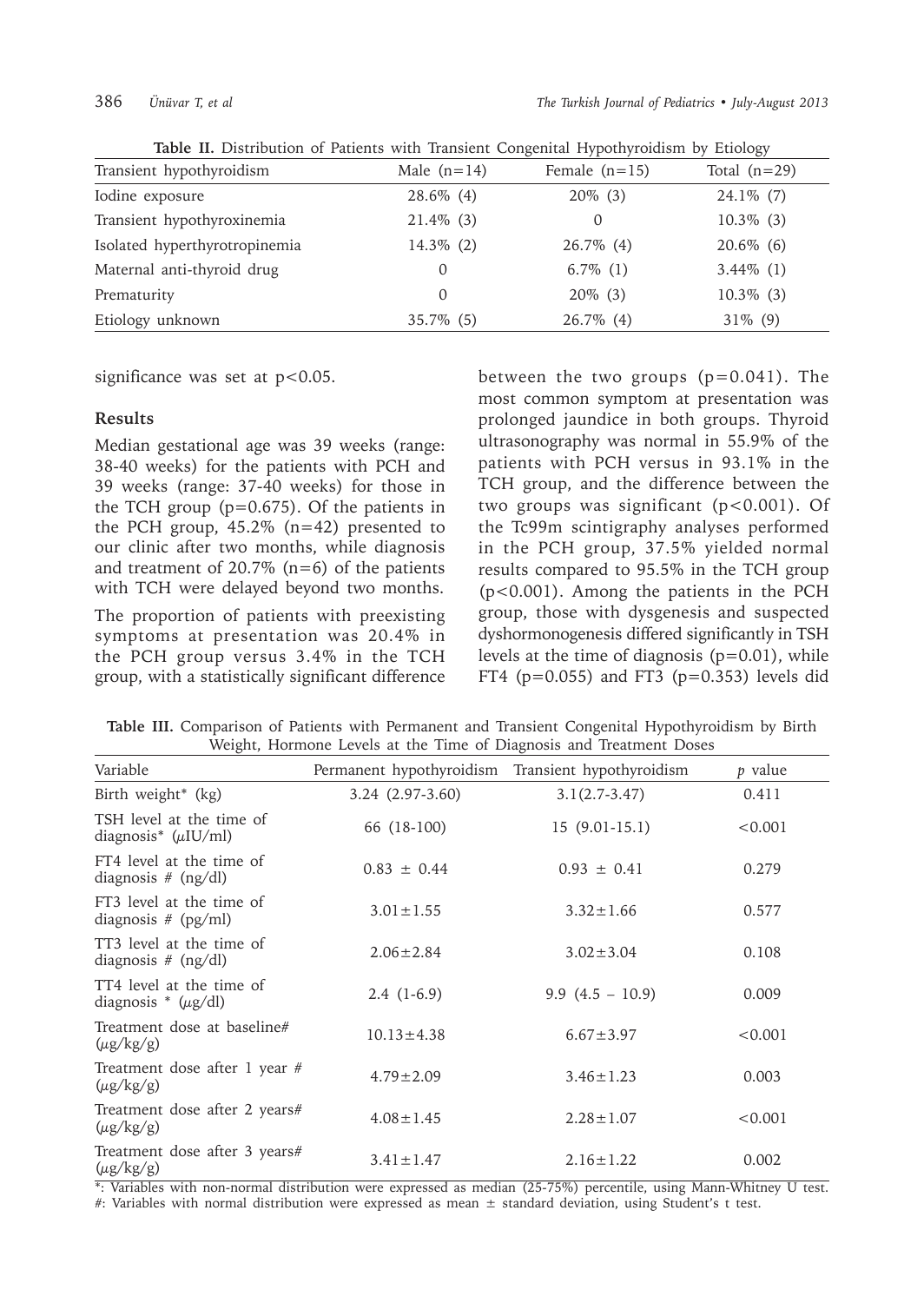**Table II.** Distribution of Patients with Transient Congenital Hypothyroidism by Etiology

| Transient hypothyroidism | Male (n=14) | Female (n=15) | Total (n=29) |
|---|---|---|---|
| Iodine exposure | 28.6% (4) | 20% (3) | 24.1% (7) |
| Transient hypothyroxinemia | 21.4% (3) | 0 | 10.3% (3) |
| Isolated hyperthyrotropinemia | 14.3% (2) | 26.7% (4) | 20.6% (6) |
| Maternal anti-thyroid drug | 0 | 6.7% (1) | 3.44% (1) |
| Prematurity | 0 | 20% (3) | 10.3% (3) |
| Etiology unknown | 35.7% (5) | 26.7% (4) | 31% (9) |

significance was set at $p<0.05$.

## Results

Median gestational age was 39 weeks (range: 38-40 weeks) for the patients with PCH and 39 weeks (range: 37-40 weeks) for those in the TCH group ($p=0.675$). Of the patients in the PCH group, 45.2% (n=42) presented to our clinic after two months, while diagnosis and treatment of 20.7% (n=6) of the patients with TCH were delayed beyond two months.

The proportion of patients with preexisting symptoms at presentation was 20.4% in the PCH group versus 3.4% in the TCH group, with a statistically significant difference between the two groups ($p=0.041$). The most common symptom at presentation was prolonged jaundice in both groups. Thyroid ultrasonography was normal in 55.9% of the patients with PCH versus in 93.1% in the TCH group, and the difference between the two groups was significant ($p<0.001$). Of the Tc99m scintigraphy analyses performed in the PCH group, 37.5% yielded normal results compared to 95.5% in the TCH group ($p<0.001$). Among the patients in the PCH group, those with dysgenesis and suspected dyshormonogenesis differed significantly in TSH levels at the time of diagnosis ($p=0.01$), while FT4 ($p=0.055$) and FT3 ($p=0.353$) levels did

**Table III.** Comparison of Patients with Permanent and Transient Congenital Hypothyroidism by Birth Weight, Hormone Levels at the Time of Diagnosis and Treatment Doses

| Variable | Permanent hypothyroidism | Transient hypothyroidism | *p* value |
|---|---|---|---|
| Birth weight* (kg) | 3.24 (2.97-3.60) | 3.1(2.7-3.47) | 0.411 |
| TSH level at the time of diagnosis* (μIU/ml) | 66 (18-100) | 15 (9.01-15.1) | <0.001 |
| FT4 level at the time of diagnosis # (ng/dl) | 0.83 ± 0.44 | 0.93 ± 0.41 | 0.279 |
| FT3 level at the time of diagnosis # (pg/ml) | 3.01±1.55 | 3.32±1.66 | 0.577 |
| TT3 level at the time of diagnosis # (ng/dl) | 2.06±2.84 | 3.02±3.04 | 0.108 |
| TT4 level at the time of diagnosis * (μg/dl) | 2.4 (1-6.9) | 9.9 (4.5 – 10.9) | 0.009 |
| Treatment dose at baseline# (μg/kg/g) | 10.13±4.38 | 6.67±3.97 | <0.001 |
| Treatment dose after 1 year # (μg/kg/g) | 4.79±2.09 | 3.46±1.23 | 0.003 |
| Treatment dose after 2 years# (μg/kg/g) | 4.08±1.45 | 2.28±1.07 | <0.001 |
| Treatment dose after 3 years# (μg/kg/g) | 3.41±1.47 | 2.16±1.22 | 0.002 |

*: Variables with non-normal distribution were expressed as median (25-75%) percentile, using Mann-Whitney U test.
#: Variables with normal distribution were expressed as mean ± standard deviation, using Student's t test.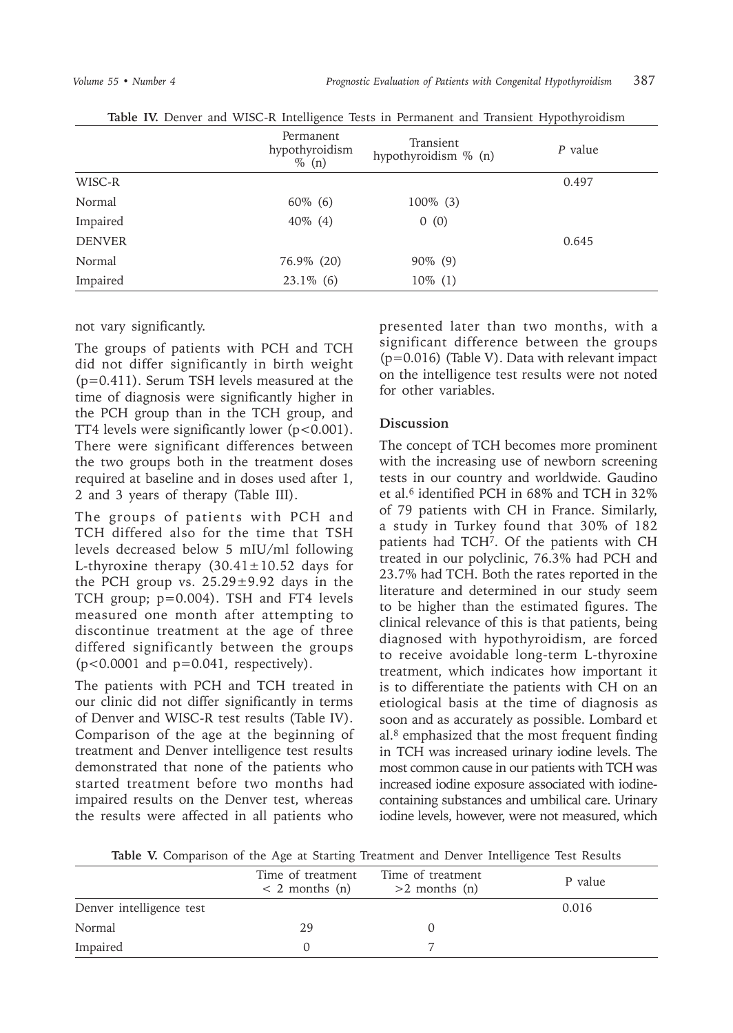**Table IV.** Denver and WISC-R Intelligence Tests in Permanent and Transient Hypothyroidism

| | Permanent hypothyroidism % (n) | Transient hypothyroidism % (n) | *P* value |
|---|---|---|---|
| WISC-R | | | 0.497 |
| Normal | 60% (6) | 100% (3) | |
| Impaired | 40% (4) | 0 (0) | |
| DENVER | | | 0.645 |
| Normal | 76.9% (20) | 90% (9) | |
| Impaired | 23.1% (6) | 10% (1) | |

not vary significantly.

The groups of patients with PCH and TCH did not differ significantly in birth weight ($p=0.411$). Serum TSH levels measured at the time of diagnosis were significantly higher in the PCH group than in the TCH group, and TT4 levels were significantly lower ($p<0.001$). There were significant differences between the two groups both in the treatment doses required at baseline and in doses used after 1, 2 and 3 years of therapy (Table III).

The groups of patients with PCH and TCH differed also for the time that TSH levels decreased below 5 mIU/ml following L-thyroxine therapy ($30.41\pm10.52$ days for the PCH group vs. $25.29\pm9.92$ days in the TCH group; $p=0.004$). TSH and FT4 levels measured one month after attempting to discontinue treatment at the age of three differed significantly between the groups ($p<0.0001$ and $p=0.041$, respectively).

The patients with PCH and TCH treated in our clinic did not differ significantly in terms of Denver and WISC-R test results (Table IV). Comparison of the age at the beginning of treatment and Denver intelligence test results demonstrated that none of the patients who started treatment before two months had impaired results on the Denver test, whereas the results were affected in all patients who presented later than two months, with a significant difference between the groups ($p=0.016$) (Table V). Data with relevant impact on the intelligence test results were not noted for other variables.

## Discussion

The concept of TCH becomes more prominent with the increasing use of newborn screening tests in our country and worldwide. Gaudino et al.[6] identified PCH in 68% and TCH in 32% of 79 patients with CH in France. Similarly, a study in Turkey found that 30% of 182 patients had TCH[7]. Of the patients with CH treated in our polyclinic, 76.3% had PCH and 23.7% had TCH. Both the rates reported in the literature and determined in our study seem to be higher than the estimated figures. The clinical relevance of this is that patients, being diagnosed with hypothyroidism, are forced to receive avoidable long-term L-thyroxine treatment, which indicates how important it is to differentiate the patients with CH on an etiological basis at the time of diagnosis as soon and as accurately as possible. Lombard et al.[8] emphasized that the most frequent finding in TCH was increased urinary iodine levels. The most common cause in our patients with TCH was increased iodine exposure associated with iodine-containing substances and umbilical care. Urinary iodine levels, however, were not measured, which

**Table V.** Comparison of the Age at Starting Treatment and Denver Intelligence Test Results

| | Time of treatment < 2 months (n) | Time of treatment >2 months (n) | P value |
|---|---|---|---|
| Denver intelligence test | | | 0.016 |
| Normal | 29 | 0 | |
| Impaired | 0 | 7 | |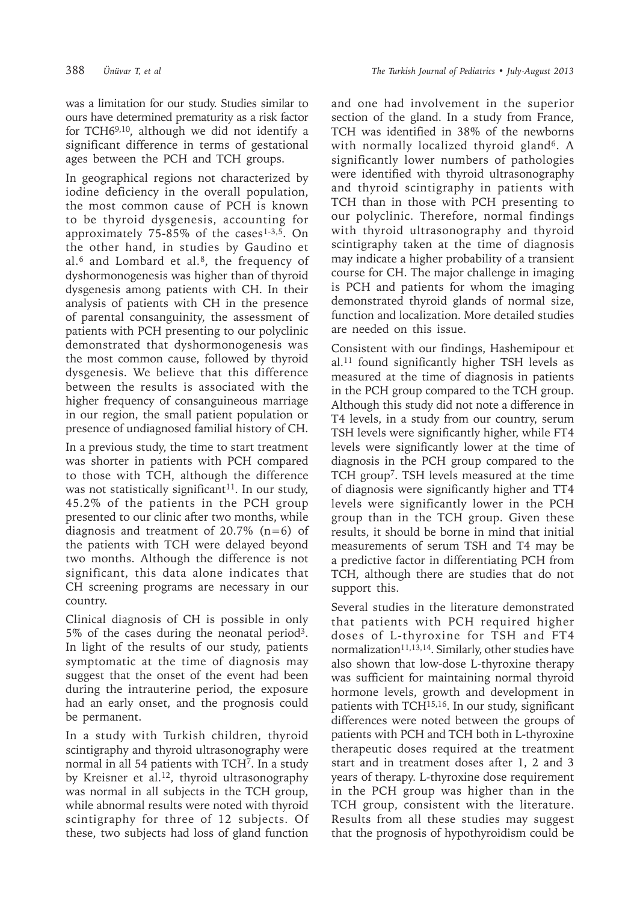was a limitation for our study. Studies similar to ours have determined prematurity as a risk factor for TCH6[9,10], although we did not identify a significant difference in terms of gestational ages between the PCH and TCH groups.

In geographical regions not characterized by iodine deficiency in the overall population, the most common cause of PCH is known to be thyroid dysgenesis, accounting for approximately 75-85% of the cases[1-3,5]. On the other hand, in studies by Gaudino et al.[6] and Lombard et al.[8], the frequency of dyshormonogenesis was higher than of thyroid dysgenesis among patients with CH. In their analysis of patients with CH in the presence of parental consanguinity, the assessment of patients with PCH presenting to our polyclinic demonstrated that dyshormonogenesis was the most common cause, followed by thyroid dysgenesis. We believe that this difference between the results is associated with the higher frequency of consanguineous marriage in our region, the small patient population or presence of undiagnosed familial history of CH.

In a previous study, the time to start treatment was shorter in patients with PCH compared to those with TCH, although the difference was not statistically significant[11]. In our study, 45.2% of the patients in the PCH group presented to our clinic after two months, while diagnosis and treatment of 20.7% (n=6) of the patients with TCH were delayed beyond two months. Although the difference is not significant, this data alone indicates that CH screening programs are necessary in our country.

Clinical diagnosis of CH is possible in only 5% of the cases during the neonatal period[3]. In light of the results of our study, patients symptomatic at the time of diagnosis may suggest that the onset of the event had been during the intrauterine period, the exposure had an early onset, and the prognosis could be permanent.

In a study with Turkish children, thyroid scintigraphy and thyroid ultrasonography were normal in all 54 patients with TCH[7]. In a study by Kreisner et al.[12], thyroid ultrasonography was normal in all subjects in the TCH group, while abnormal results were noted with thyroid scintigraphy for three of 12 subjects. Of these, two subjects had loss of gland function and one had involvement in the superior section of the gland. In a study from France, TCH was identified in 38% of the newborns with normally localized thyroid gland[6]. A significantly lower numbers of pathologies were identified with thyroid ultrasonography and thyroid scintigraphy in patients with TCH than in those with PCH presenting to our polyclinic. Therefore, normal findings with thyroid ultrasonography and thyroid scintigraphy taken at the time of diagnosis may indicate a higher probability of a transient course for CH. The major challenge in imaging is PCH and patients for whom the imaging demonstrated thyroid glands of normal size, function and localization. More detailed studies are needed on this issue.

Consistent with our findings, Hashemipour et al.[11] found significantly higher TSH levels as measured at the time of diagnosis in patients in the PCH group compared to the TCH group. Although this study did not note a difference in T4 levels, in a study from our country, serum TSH levels were significantly higher, while FT4 levels were significantly lower at the time of diagnosis in the PCH group compared to the TCH group[7]. TSH levels measured at the time of diagnosis were significantly higher and TT4 levels were significantly lower in the PCH group than in the TCH group. Given these results, it should be borne in mind that initial measurements of serum TSH and T4 may be a predictive factor in differentiating PCH from TCH, although there are studies that do not support this.

Several studies in the literature demonstrated that patients with PCH required higher doses of L-thyroxine for TSH and FT4 normalization[11,13,14]. Similarly, other studies have also shown that low-dose L-thyroxine therapy was sufficient for maintaining normal thyroid hormone levels, growth and development in patients with TCH[15,16]. In our study, significant differences were noted between the groups of patients with PCH and TCH both in L-thyroxine therapeutic doses required at the treatment start and in treatment doses after 1, 2 and 3 years of therapy. L-thyroxine dose requirement in the PCH group was higher than in the TCH group, consistent with the literature. Results from all these studies may suggest that the prognosis of hypothyroidism could be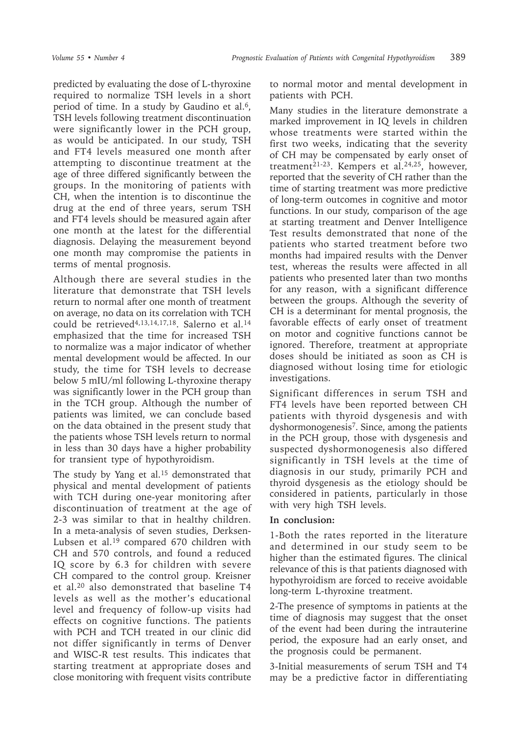predicted by evaluating the dose of L-thyroxine required to normalize TSH levels in a short period of time. In a study by Gaudino et al.[6], TSH levels following treatment discontinuation were significantly lower in the PCH group, as would be anticipated. In our study, TSH and FT4 levels measured one month after attempting to discontinue treatment at the age of three differed significantly between the groups. In the monitoring of patients with CH, when the intention is to discontinue the drug at the end of three years, serum TSH and FT4 levels should be measured again after one month at the latest for the differential diagnosis. Delaying the measurement beyond one month may compromise the patients in terms of mental prognosis.

Although there are several studies in the literature that demonstrate that TSH levels return to normal after one month of treatment on average, no data on its correlation with TCH could be retrieved[4,13,14,17,18]. Salerno et al.[14] emphasized that the time for increased TSH to normalize was a major indicator of whether mental development would be affected. In our study, the time for TSH levels to decrease below 5 mIU/ml following L-thyroxine therapy was significantly lower in the PCH group than in the TCH group. Although the number of patients was limited, we can conclude based on the data obtained in the present study that the patients whose TSH levels return to normal in less than 30 days have a higher probability for transient type of hypothyroidism.

The study by Yang et al.[15] demonstrated that physical and mental development of patients with TCH during one-year monitoring after discontinuation of treatment at the age of 2-3 was similar to that in healthy children. In a meta-analysis of seven studies, Derksen-Lubsen et al.[19] compared 670 children with CH and 570 controls, and found a reduced IQ score by 6.3 for children with severe CH compared to the control group. Kreisner et al.[20] also demonstrated that baseline T4 levels as well as the mother's educational level and frequency of follow-up visits had effects on cognitive functions. The patients with PCH and TCH treated in our clinic did not differ significantly in terms of Denver and WISC-R test results. This indicates that starting treatment at appropriate doses and close monitoring with frequent visits contribute to normal motor and mental development in patients with PCH.

Many studies in the literature demonstrate a marked improvement in IQ levels in children whose treatments were started within the first two weeks, indicating that the severity of CH may be compensated by early onset of treatment[21-23]. Kempers et al.[24,25], however, reported that the severity of CH rather than the time of starting treatment was more predictive of long-term outcomes in cognitive and motor functions. In our study, comparison of the age at starting treatment and Denver Intelligence Test results demonstrated that none of the patients who started treatment before two months had impaired results with the Denver test, whereas the results were affected in all patients who presented later than two months for any reason, with a significant difference between the groups. Although the severity of CH is a determinant for mental prognosis, the favorable effects of early onset of treatment on motor and cognitive functions cannot be ignored. Therefore, treatment at appropriate doses should be initiated as soon as CH is diagnosed without losing time for etiologic investigations.

Significant differences in serum TSH and FT4 levels have been reported between CH patients with thyroid dysgenesis and with dyshormonogenesis[7]. Since, among the patients in the PCH group, those with dysgenesis and suspected dyshormonogenesis also differed significantly in TSH levels at the time of diagnosis in our study, primarily PCH and thyroid dysgenesis as the etiology should be considered in patients, particularly in those with very high TSH levels.

**In conclusion:**

1-Both the rates reported in the literature and determined in our study seem to be higher than the estimated figures. The clinical relevance of this is that patients diagnosed with hypothyroidism are forced to receive avoidable long-term L-thyroxine treatment.

2-The presence of symptoms in patients at the time of diagnosis may suggest that the onset of the event had been during the intrauterine period, the exposure had an early onset, and the prognosis could be permanent.

3-Initial measurements of serum TSH and T4 may be a predictive factor in differentiating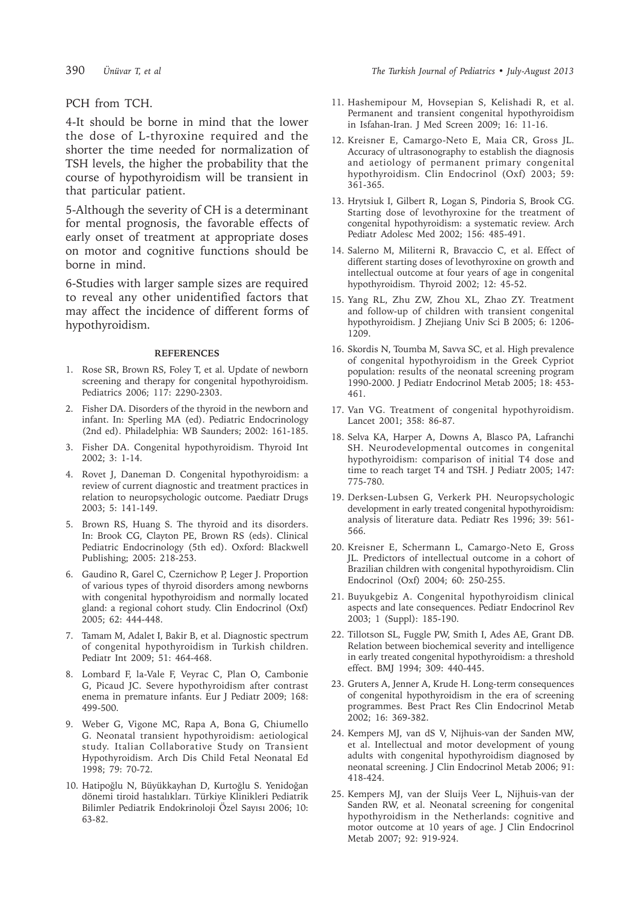PCH from TCH.

4-It should be borne in mind that the lower the dose of L-thyroxine required and the shorter the time needed for normalization of TSH levels, the higher the probability that the course of hypothyroidism will be transient in that particular patient.

5-Although the severity of CH is a determinant for mental prognosis, the favorable effects of early onset of treatment at appropriate doses on motor and cognitive functions should be borne in mind.

6-Studies with larger sample sizes are required to reveal any other unidentified factors that may affect the incidence of different forms of hypothyroidism.

## REFERENCES

1. Rose SR, Brown RS, Foley T, et al. Update of newborn screening and therapy for congenital hypothyroidism. Pediatrics 2006; 117: 2290-2303.
2. Fisher DA. Disorders of the thyroid in the newborn and infant. In: Sperling MA (ed). Pediatric Endocrinology (2nd ed). Philadelphia: WB Saunders; 2002: 161-185.
3. Fisher DA. Congenital hypothyroidism. Thyroid Int 2002; 3: 1-14.
4. Rovet J, Daneman D. Congenital hypothyroidism: a review of current diagnostic and treatment practices in relation to neuropsychologic outcome. Paediatr Drugs 2003; 5: 141-149.
5. Brown RS, Huang S. The thyroid and its disorders. In: Brook CG, Clayton PE, Brown RS (eds). Clinical Pediatric Endocrinology (5th ed). Oxford: Blackwell Publishing; 2005: 218-253.
6. Gaudino R, Garel C, Czernichow P, Leger J. Proportion of various types of thyroid disorders among newborns with congenital hypothyroidism and normally located gland: a regional cohort study. Clin Endocrinol (Oxf) 2005; 62: 444-448.
7. Tamam M, Adalet I, Bakir B, et al. Diagnostic spectrum of congenital hypothyroidism in Turkish children. Pediatr Int 2009; 51: 464-468.
8. Lombard F, la-Vale F, Veyrac C, Plan O, Cambonie G, Picaud JC. Severe hypothyroidism after contrast enema in premature infants. Eur J Pediatr 2009; 168: 499-500.
9. Weber G, Vigone MC, Rapa A, Bona G, Chiumello G. Neonatal transient hypothyroidism: aetiological study. Italian Collaborative Study on Transient Hypothyroidism. Arch Dis Child Fetal Neonatal Ed 1998; 79: 70-72.
10. Hatipoğlu N, Büyükkayhan D, Kurtoğlu S. Yenidoğan dönemi tiroid hastalıkları. Türkiye Klinikleri Pediatrik Bilimler Pediatrik Endokrinoloji Özel Sayısı 2006; 10: 63-82.
11. Hashemipour M, Hovsepian S, Kelishadi R, et al. Permanent and transient congenital hypothyroidism in Isfahan-Iran. J Med Screen 2009; 16: 11-16.
12. Kreisner E, Camargo-Neto E, Maia CR, Gross JL. Accuracy of ultrasonography to establish the diagnosis and aetiology of permanent primary congenital hypothyroidism. Clin Endocrinol (Oxf) 2003; 59: 361-365.
13. Hrytsiuk I, Gilbert R, Logan S, Pindoria S, Brook CG. Starting dose of levothyroxine for the treatment of congenital hypothyroidism: a systematic review. Arch Pediatr Adolesc Med 2002; 156: 485-491.
14. Salerno M, Militerni R, Bravaccio C, et al. Effect of different starting doses of levothyroxine on growth and intellectual outcome at four years of age in congenital hypothyroidism. Thyroid 2002; 12: 45-52.
15. Yang RL, Zhu ZW, Zhou XL, Zhao ZY. Treatment and follow-up of children with transient congenital hypothyroidism. J Zhejiang Univ Sci B 2005; 6: 1206-1209.
16. Skordis N, Toumba M, Savva SC, et al. High prevalence of congenital hypothyroidism in the Greek Cypriot population: results of the neonatal screening program 1990-2000. J Pediatr Endocrinol Metab 2005; 18: 453-461.
17. Van VG. Treatment of congenital hypothyroidism. Lancet 2001; 358: 86-87.
18. Selva KA, Harper A, Downs A, Blasco PA, Lafranchi SH. Neurodevelopmental outcomes in congenital hypothyroidism: comparison of initial T4 dose and time to reach target T4 and TSH. J Pediatr 2005; 147: 775-780.
19. Derksen-Lubsen G, Verkerk PH. Neuropsychologic development in early treated congenital hypothyroidism: analysis of literature data. Pediatr Res 1996; 39: 561-566.
20. Kreisner E, Schermann L, Camargo-Neto E, Gross JL. Predictors of intellectual outcome in a cohort of Brazilian children with congenital hypothyroidism. Clin Endocrinol (Oxf) 2004; 60: 250-255.
21. Buyukgebiz A. Congenital hypothyroidism clinical aspects and late consequences. Pediatr Endocrinol Rev 2003; 1 (Suppl): 185-190.
22. Tillotson SL, Fuggle PW, Smith I, Ades AE, Grant DB. Relation between biochemical severity and intelligence in early treated congenital hypothyroidism: a threshold effect. BMJ 1994; 309: 440-445.
23. Gruters A, Jenner A, Krude H. Long-term consequences of congenital hypothyroidism in the era of screening programmes. Best Pract Res Clin Endocrinol Metab 2002; 16: 369-382.
24. Kempers MJ, van dS V, Nijhuis-van der Sanden MW, et al. Intellectual and motor development of young adults with congenital hypothyroidism diagnosed by neonatal screening. J Clin Endocrinol Metab 2006; 91: 418-424.
25. Kempers MJ, van der Sluijs Veer L, Nijhuis-van der Sanden RW, et al. Neonatal screening for congenital hypothyroidism in the Netherlands: cognitive and motor outcome at 10 years of age. J Clin Endocrinol Metab 2007; 92: 919-924.